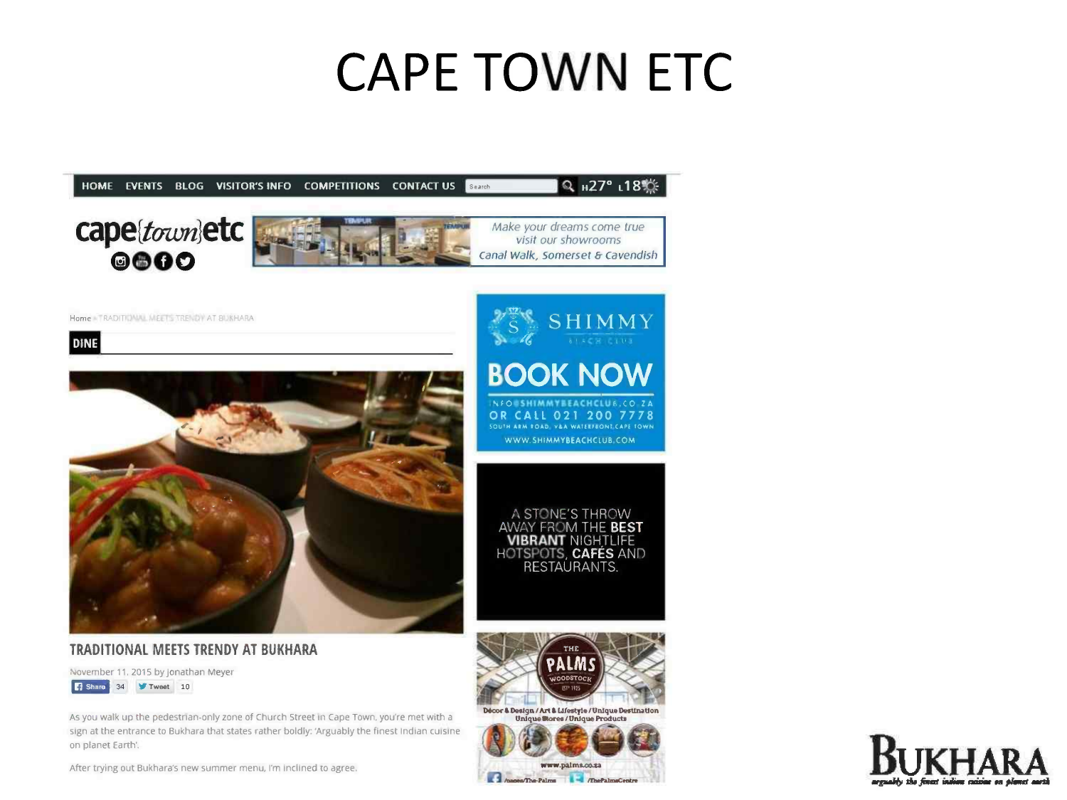# CAPE TOWN ETC

HOME EVENTS BLOG VISITOR'S INFO COMPETITIONS CONTACT US Search H27° L18°

cape{town}etc

Make your dreams come true visit our showrooms
Canal Walk, Somerset & Cavendish

Home » TRADITIONAL MEETS TRENDY AT BUKHARA

**DINE**

## TRADITIONAL MEETS TRENDY AT BUKHARA

November 11, 2015 by jonathan Meyer

Share 34 Tweet 10

As you walk up the pedestrian-only zone of Church Street in Cape Town, you're met with a sign at the entrance to Bukhara that states rather boldly: 'Arguably the finest Indian cuisine on planet Earth'.

After trying out Bukhara's new summer menu, I'm inclined to agree.

SHIMMY BEACH CLUB

BOOK NOW

INFO@SHIMMYBEACHCLUB.CO.ZA
OR CALL 021 200 7778
SOUTH ARM ROAD, V&A WATERFRONT, CAPE TOWN
WWW.SHIMMYBEACHCLUB.COM

A STONE'S THROW AWAY FROM THE BEST VIBRANT NIGHTLIFE HOTSPOTS, CAFÉS AND RESTAURANTS.

THE PALMS WOODSTOCK EST 1925

Décor & Design / Art & Lifestyle / Unique Destination
Unique Stores / Unique Products

www.palms.co.za

/pages/The-Palms /ThePalmsCentre

BUKHARA
*arguably the finest indian cuisine on planet earth*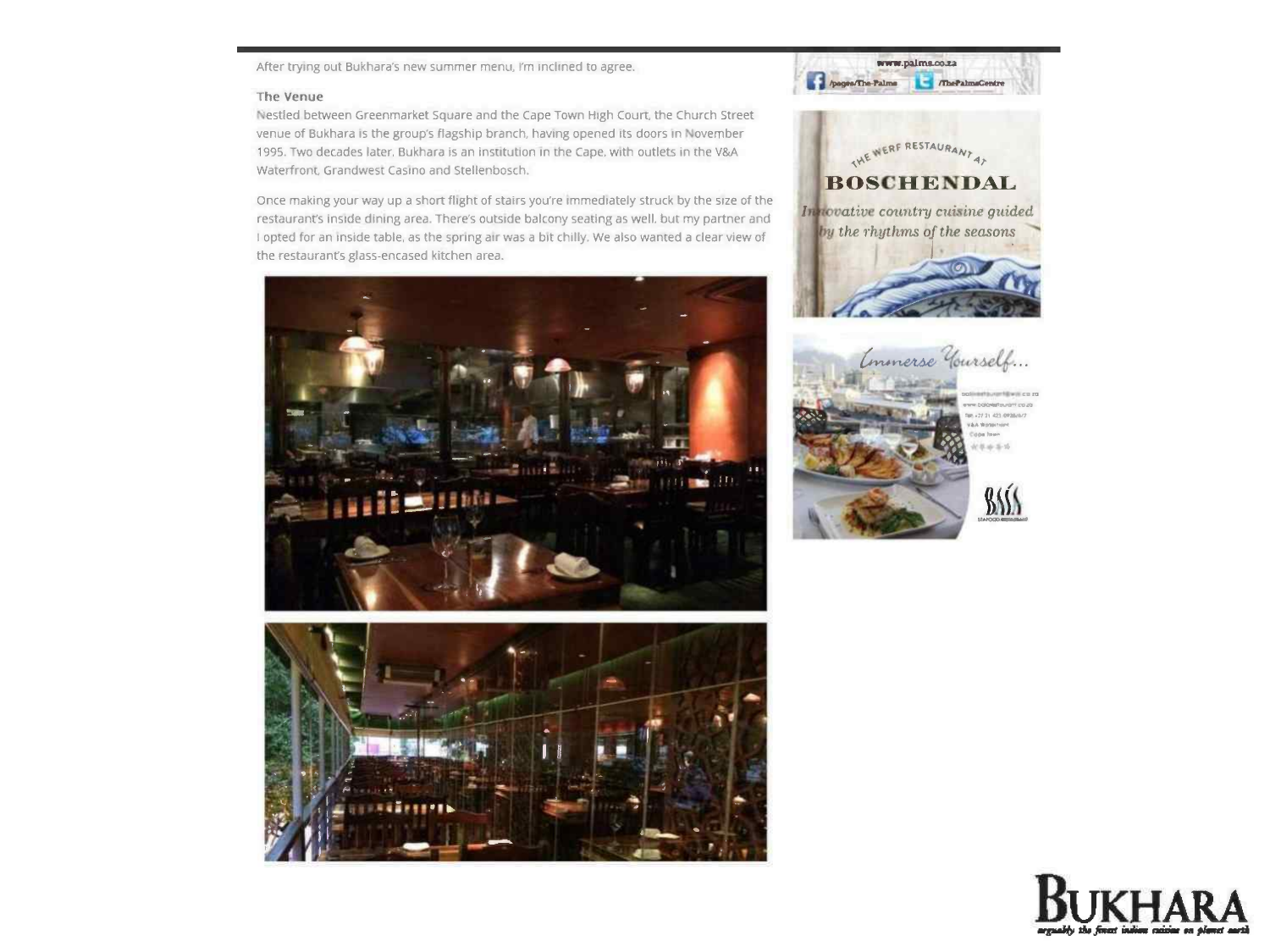After trying out Bukhara's new summer menu, I'm inclined to agree.

### The Venue

Nestled between Greenmarket Square and the Cape Town High Court, the Church Street venue of Bukhara is the group's flagship branch, having opened its doors in November 1995. Two decades later, Bukhara is an institution in the Cape, with outlets in the V&A Waterfront, Grandwest Casino and Stellenbosch.

Once making your way up a short flight of stairs you're immediately struck by the size of the restaurant's inside dining area. There's outside balcony seating as well, but my partner and I opted for an inside table, as the spring air was a bit chilly. We also wanted a clear view of the restaurant's glass-encased kitchen area.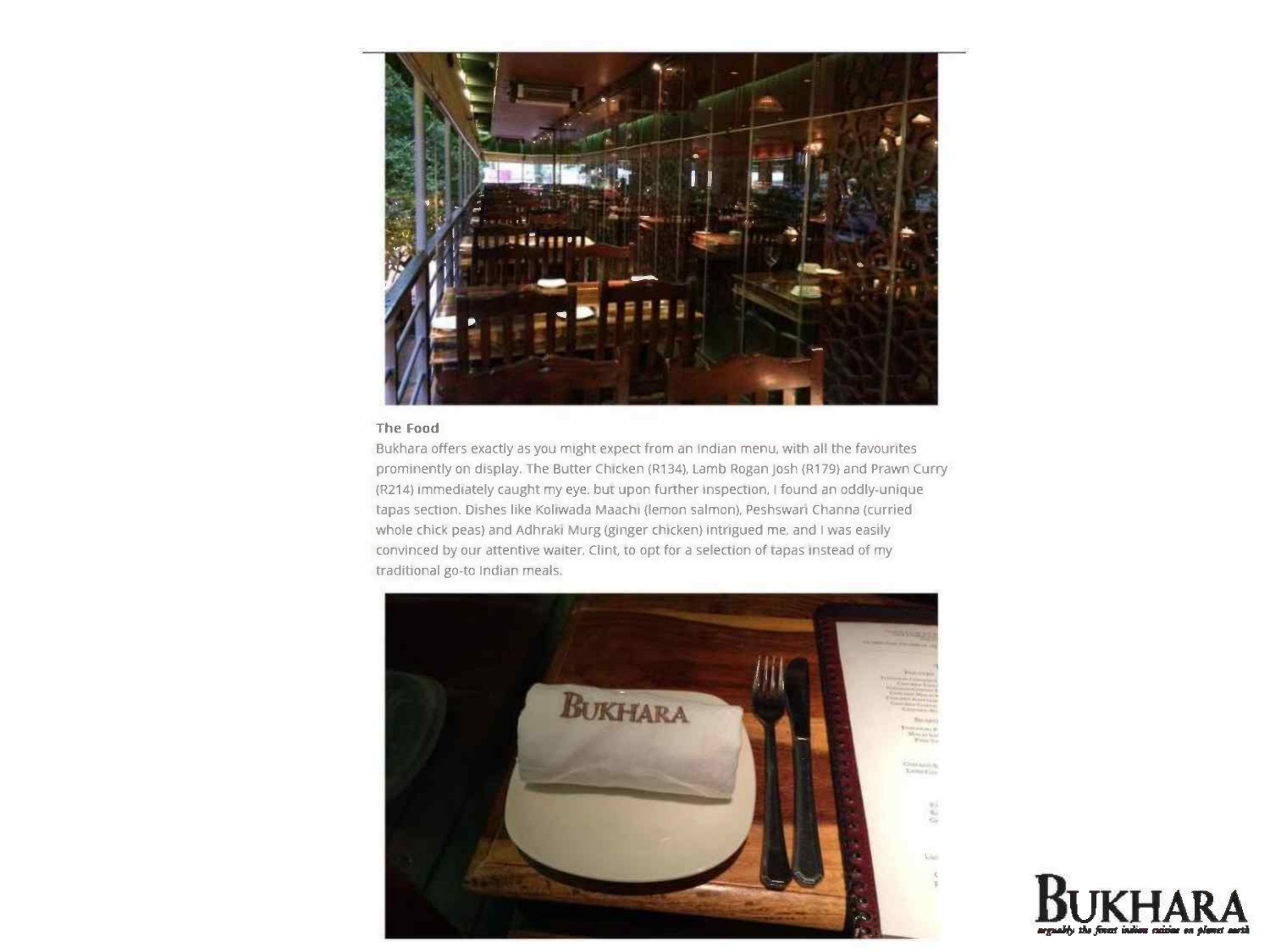### The Food

Bukhara offers exactly as you might expect from an Indian menu, with all the favourites prominently on display. The Butter Chicken (R134), Lamb Rogan Josh (R179) and Prawn Curry (R214) immediately caught my eye, but upon further inspection, I found an oddly-unique tapas section. Dishes like Koliwada Maachi (lemon salmon), Peshswari Channa (curried whole chick peas) and Adhraki Murg (ginger chicken) intrigued me, and I was easily convinced by our attentive waiter, Clint, to opt for a selection of tapas instead of my traditional go-to Indian meals.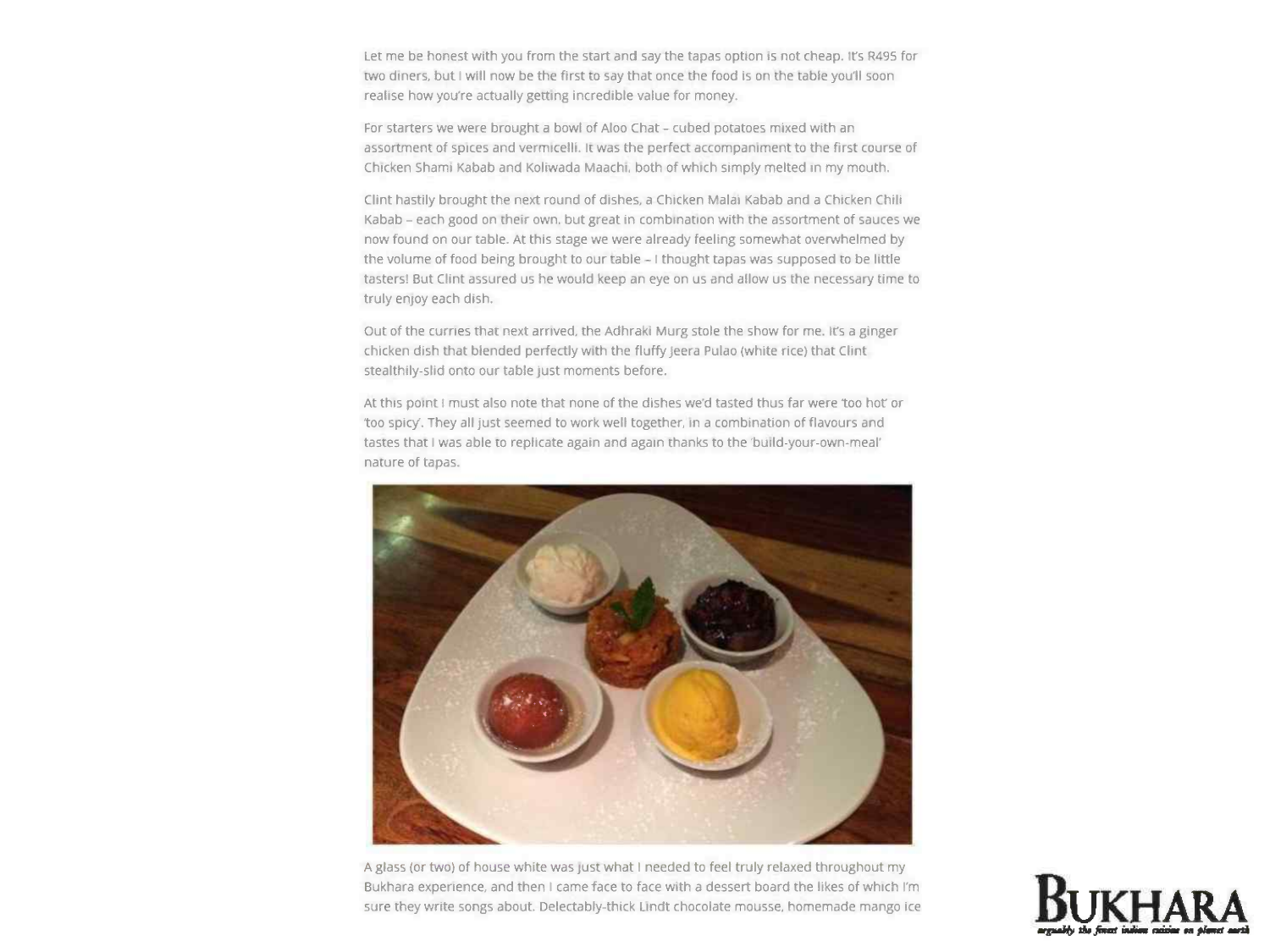Let me be honest with you from the start and say the tapas option is not cheap. It's R495 for two diners, but I will now be the first to say that once the food is on the table you'll soon realise how you're actually getting incredible value for money.

For starters we were brought a bowl of Aloo Chat – cubed potatoes mixed with an assortment of spices and vermicelli. It was the perfect accompaniment to the first course of Chicken Shami Kabab and Koliwada Maachi, both of which simply melted in my mouth.

Clint hastily brought the next round of dishes, a Chicken Malai Kabab and a Chicken Chili Kabab – each good on their own, but great in combination with the assortment of sauces we now found on our table. At this stage we were already feeling somewhat overwhelmed by the volume of food being brought to our table – I thought tapas was supposed to be little tasters! But Clint assured us he would keep an eye on us and allow us the necessary time to truly enjoy each dish.

Out of the curries that next arrived, the Adhraki Murg stole the show for me. It's a ginger chicken dish that blended perfectly with the fluffy Jeera Pulao (white rice) that Clint stealthily-slid onto our table just moments before.

At this point I must also note that none of the dishes we'd tasted thus far were 'too hot' or 'too spicy'. They all just seemed to work well together, in a combination of flavours and tastes that I was able to replicate again and again thanks to the 'build-your-own-meal' nature of tapas.

A glass (or two) of house white was just what I needed to feel truly relaxed throughout my Bukhara experience, and then I came face to face with a dessert board the likes of which I'm sure they write songs about. Delectably-thick Lindt chocolate mousse, homemade mango ice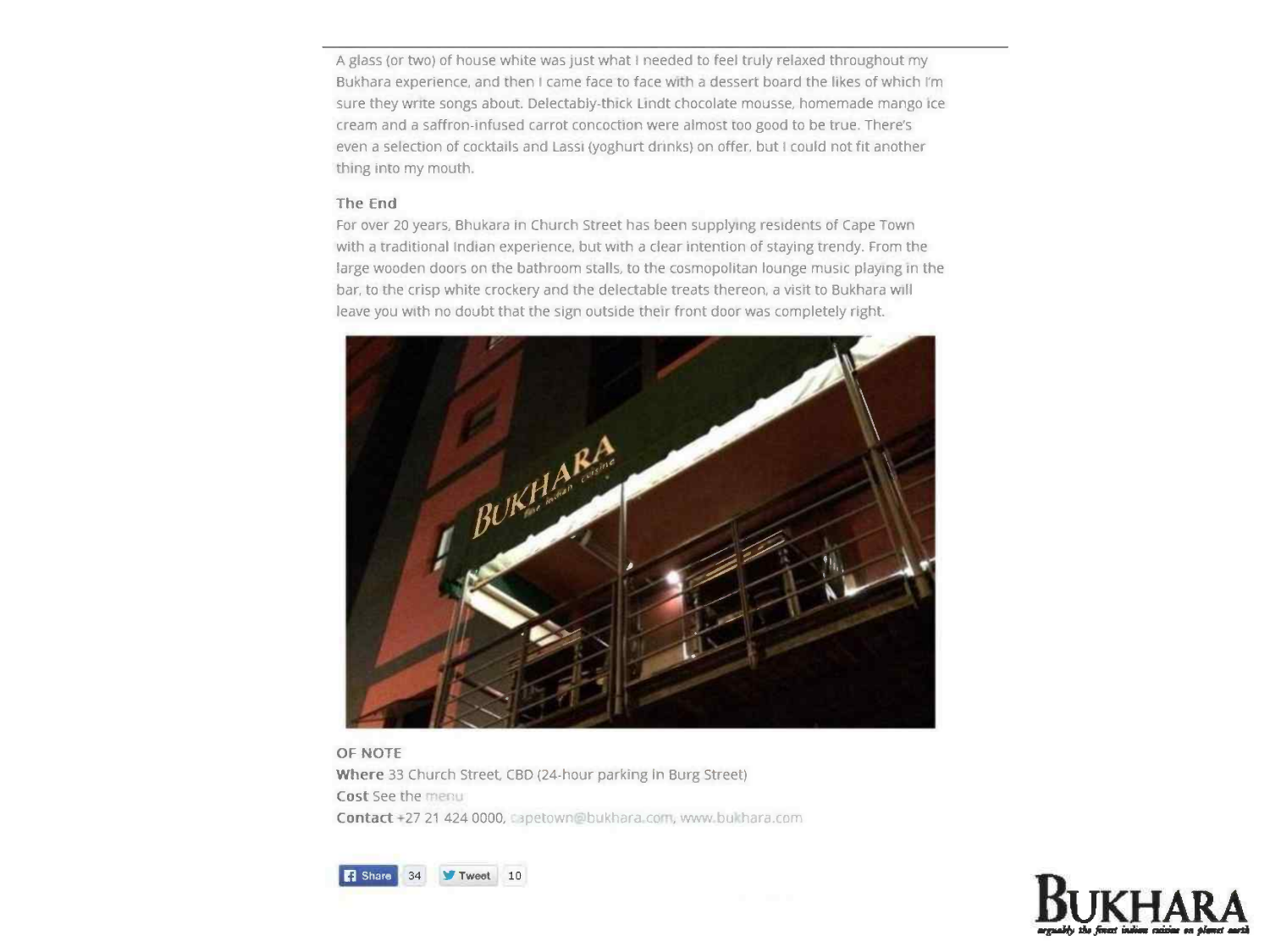A glass (or two) of house white was just what I needed to feel truly relaxed throughout my Bukhara experience, and then I came face to face with a dessert board the likes of which I'm sure they write songs about. Delectably-thick Lindt chocolate mousse, homemade mango ice cream and a saffron-infused carrot concoction were almost too good to be true. There's even a selection of cocktails and Lassi (yoghurt drinks) on offer, but I could not fit another thing into my mouth.

### The End

For over 20 years, Bhukara in Church Street has been supplying residents of Cape Town with a traditional Indian experience, but with a clear intention of staying trendy. From the large wooden doors on the bathroom stalls, to the cosmopolitan lounge music playing in the bar, to the crisp white crockery and the delectable treats thereon, a visit to Bukhara will leave you with no doubt that the sign outside their front door was completely right.

### OF NOTE

**Where** 33 Church Street, CBD (24-hour parking in Burg Street)
**Cost** See the menu
**Contact** +27 21 424 0000, capetown@bukhara.com, www.bukhara.com

Share 34 Tweet 10